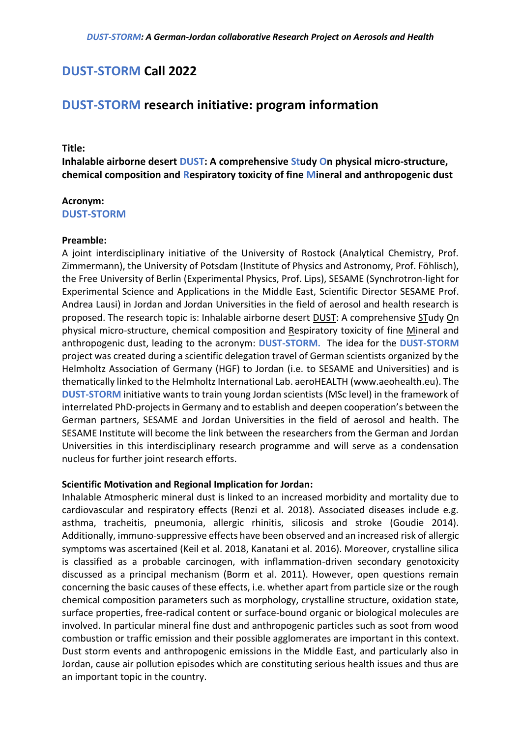# DUST-STORM Call 2022

## DUST-STORM research initiative: program information

**Title:**

**Inhalable airborne desert DUST: A comprehensive STudy On physical micro-structure, chemical composition and Respiratory toxicity of fine Mineral and anthropogenic dust**

**Acronym:**

**DUST-STORM**

**Preamble:**

A joint interdisciplinary initiative of the University of Rostock (Analytical Chemistry, Prof. Zimmermann), the University of Potsdam (Institute of Physics and Astronomy, Prof. Föhlisch), the Free University of Berlin (Experimental Physics, Prof. Lips), SESAME (Synchrotron-light for Experimental Science and Applications in the Middle East, Scientific Director SESAME Prof. Andrea Lausi) in Jordan and Jordan Universities in the field of aerosol and health research is proposed. The research topic is: Inhalable airborne desert DUST: A comprehensive STudy On physical micro-structure, chemical composition and Respiratory toxicity of fine Mineral and anthropogenic dust, leading to the acronym: **DUST-STORM.** The idea for the **DUST-STORM** project was created during a scientific delegation travel of German scientists organized by the Helmholtz Association of Germany (HGF) to Jordan (i.e. to SESAME and Universities) and is thematically linked to the Helmholtz International Lab. aeroHEALTH (www.aeohealth.eu). The **DUST-STORM** initiative wants to train young Jordan scientists (MSc level) in the framework of interrelated PhD-projects in Germany and to establish and deepen cooperation's between the German partners, SESAME and Jordan Universities in the field of aerosol and health. The SESAME Institute will become the link between the researchers from the German and Jordan Universities in this interdisciplinary research programme and will serve as a condensation nucleus for further joint research efforts.

**Scientific Motivation and Regional Implication for Jordan:**

Inhalable Atmospheric mineral dust is linked to an increased morbidity and mortality due to cardiovascular and respiratory effects (Renzi et al. 2018). Associated diseases include e.g. asthma, tracheitis, pneumonia, allergic rhinitis, silicosis and stroke (Goudie 2014). Additionally, immuno-suppressive effects have been observed and an increased risk of allergic symptoms was ascertained (Keil et al. 2018, Kanatani et al. 2016). Moreover, crystalline silica is classified as a probable carcinogen, with inflammation-driven secondary genotoxicity discussed as a principal mechanism (Borm et al. 2011). However, open questions remain concerning the basic causes of these effects, i.e. whether apart from particle size or the rough chemical composition parameters such as morphology, crystalline structure, oxidation state, surface properties, free-radical content or surface-bound organic or biological molecules are involved. In particular mineral fine dust and anthropogenic particles such as soot from wood combustion or traffic emission and their possible agglomerates are important in this context. Dust storm events and anthropogenic emissions in the Middle East, and particularly also in Jordan, cause air pollution episodes which are constituting serious health issues and thus are an important topic in the country.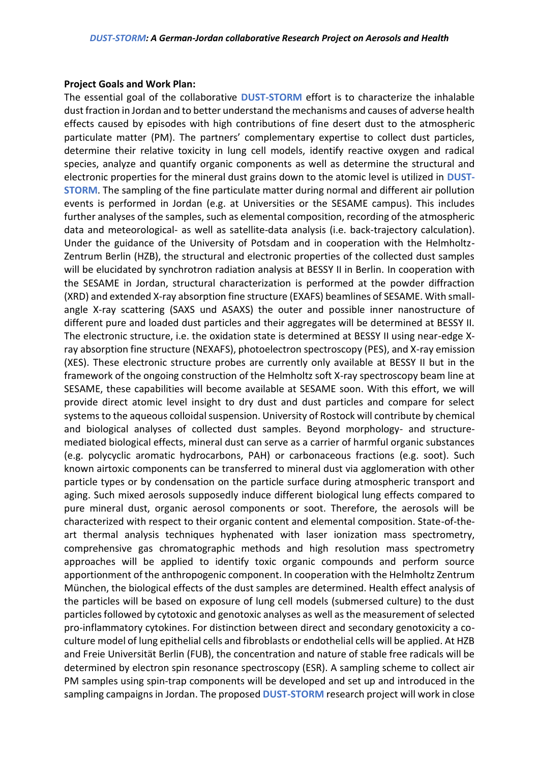**Project Goals and Work Plan:**

The essential goal of the collaborative **DUST-STORM** effort is to characterize the inhalable dust fraction in Jordan and to better understand the mechanisms and causes of adverse health effects caused by episodes with high contributions of fine desert dust to the atmospheric particulate matter (PM). The partners' complementary expertise to collect dust particles, determine their relative toxicity in lung cell models, identify reactive oxygen and radical species, analyze and quantify organic components as well as determine the structural and electronic properties for the mineral dust grains down to the atomic level is utilized in **DUST-STORM**. The sampling of the fine particulate matter during normal and different air pollution events is performed in Jordan (e.g. at Universities or the SESAME campus). This includes further analyses of the samples, such as elemental composition, recording of the atmospheric data and meteorological- as well as satellite-data analysis (i.e. back-trajectory calculation). Under the guidance of the University of Potsdam and in cooperation with the Helmholtz-Zentrum Berlin (HZB), the structural and electronic properties of the collected dust samples will be elucidated by synchrotron radiation analysis at BESSY II in Berlin. In cooperation with the SESAME in Jordan, structural characterization is performed at the powder diffraction (XRD) and extended X-ray absorption fine structure (EXAFS) beamlines of SESAME. With small-angle X-ray scattering (SAXS und ASAXS) the outer and possible inner nanostructure of different pure and loaded dust particles and their aggregates will be determined at BESSY II. The electronic structure, i.e. the oxidation state is determined at BESSY II using near-edge X-ray absorption fine structure (NEXAFS), photoelectron spectroscopy (PES), and X-ray emission (XES). These electronic structure probes are currently only available at BESSY II but in the framework of the ongoing construction of the Helmholtz soft X-ray spectroscopy beam line at SESAME, these capabilities will become available at SESAME soon. With this effort, we will provide direct atomic level insight to dry dust and dust particles and compare for select systems to the aqueous colloidal suspension. University of Rostock will contribute by chemical and biological analyses of collected dust samples. Beyond morphology- and structure-mediated biological effects, mineral dust can serve as a carrier of harmful organic substances (e.g. polycyclic aromatic hydrocarbons, PAH) or carbonaceous fractions (e.g. soot). Such known airtoxic components can be transferred to mineral dust via agglomeration with other particle types or by condensation on the particle surface during atmospheric transport and aging. Such mixed aerosols supposedly induce different biological lung effects compared to pure mineral dust, organic aerosol components or soot. Therefore, the aerosols will be characterized with respect to their organic content and elemental composition. State-of-the-art thermal analysis techniques hyphenated with laser ionization mass spectrometry, comprehensive gas chromatographic methods and high resolution mass spectrometry approaches will be applied to identify toxic organic compounds and perform source apportionment of the anthropogenic component. In cooperation with the Helmholtz Zentrum München, the biological effects of the dust samples are determined. Health effect analysis of the particles will be based on exposure of lung cell models (submersed culture) to the dust particles followed by cytotoxic and genotoxic analyses as well as the measurement of selected pro-inflammatory cytokines. For distinction between direct and secondary genotoxicity a co-culture model of lung epithelial cells and fibroblasts or endothelial cells will be applied. At HZB and Freie Universität Berlin (FUB), the concentration and nature of stable free radicals will be determined by electron spin resonance spectroscopy (ESR). A sampling scheme to collect air PM samples using spin-trap components will be developed and set up and introduced in the sampling campaigns in Jordan. The proposed **DUST-STORM** research project will work in close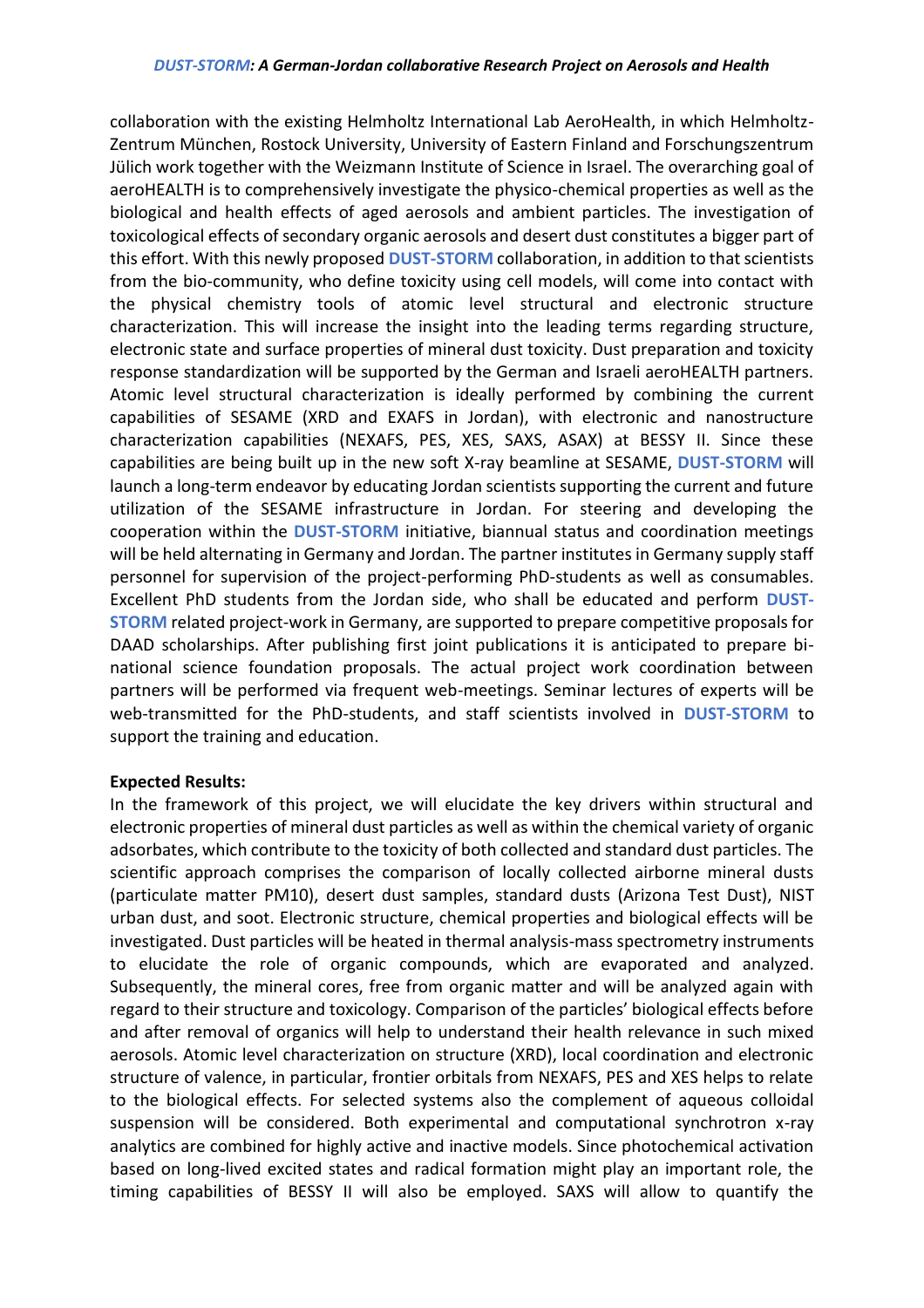collaboration with the existing Helmholtz International Lab AeroHealth, in which Helmholtz-Zentrum München, Rostock University, University of Eastern Finland and Forschungszentrum Jülich work together with the Weizmann Institute of Science in Israel. The overarching goal of aeroHEALTH is to comprehensively investigate the physico-chemical properties as well as the biological and health effects of aged aerosols and ambient particles. The investigation of toxicological effects of secondary organic aerosols and desert dust constitutes a bigger part of this effort. With this newly proposed **DUST-STORM** collaboration, in addition to that scientists from the bio-community, who define toxicity using cell models, will come into contact with the physical chemistry tools of atomic level structural and electronic structure characterization. This will increase the insight into the leading terms regarding structure, electronic state and surface properties of mineral dust toxicity. Dust preparation and toxicity response standardization will be supported by the German and Israeli aeroHEALTH partners. Atomic level structural characterization is ideally performed by combining the current capabilities of SESAME (XRD and EXAFS in Jordan), with electronic and nanostructure characterization capabilities (NEXAFS, PES, XES, SAXS, ASAX) at BESSY II. Since these capabilities are being built up in the new soft X-ray beamline at SESAME, **DUST-STORM** will launch a long-term endeavor by educating Jordan scientists supporting the current and future utilization of the SESAME infrastructure in Jordan. For steering and developing the cooperation within the **DUST-STORM** initiative, biannual status and coordination meetings will be held alternating in Germany and Jordan. The partner institutes in Germany supply staff personnel for supervision of the project-performing PhD-students as well as consumables. Excellent PhD students from the Jordan side, who shall be educated and perform **DUST-STORM** related project-work in Germany, are supported to prepare competitive proposals for DAAD scholarships. After publishing first joint publications it is anticipated to prepare bi-national science foundation proposals. The actual project work coordination between partners will be performed via frequent web-meetings. Seminar lectures of experts will be web-transmitted for the PhD-students, and staff scientists involved in **DUST-STORM** to support the training and education.

**Expected Results:**

In the framework of this project, we will elucidate the key drivers within structural and electronic properties of mineral dust particles as well as within the chemical variety of organic adsorbates, which contribute to the toxicity of both collected and standard dust particles. The scientific approach comprises the comparison of locally collected airborne mineral dusts (particulate matter PM10), desert dust samples, standard dusts (Arizona Test Dust), NIST urban dust, and soot. Electronic structure, chemical properties and biological effects will be investigated. Dust particles will be heated in thermal analysis-mass spectrometry instruments to elucidate the role of organic compounds, which are evaporated and analyzed. Subsequently, the mineral cores, free from organic matter and will be analyzed again with regard to their structure and toxicology. Comparison of the particles' biological effects before and after removal of organics will help to understand their health relevance in such mixed aerosols. Atomic level characterization on structure (XRD), local coordination and electronic structure of valence, in particular, frontier orbitals from NEXAFS, PES and XES helps to relate to the biological effects. For selected systems also the complement of aqueous colloidal suspension will be considered. Both experimental and computational synchrotron x-ray analytics are combined for highly active and inactive models. Since photochemical activation based on long-lived excited states and radical formation might play an important role, the timing capabilities of BESSY II will also be employed. SAXS will allow to quantify the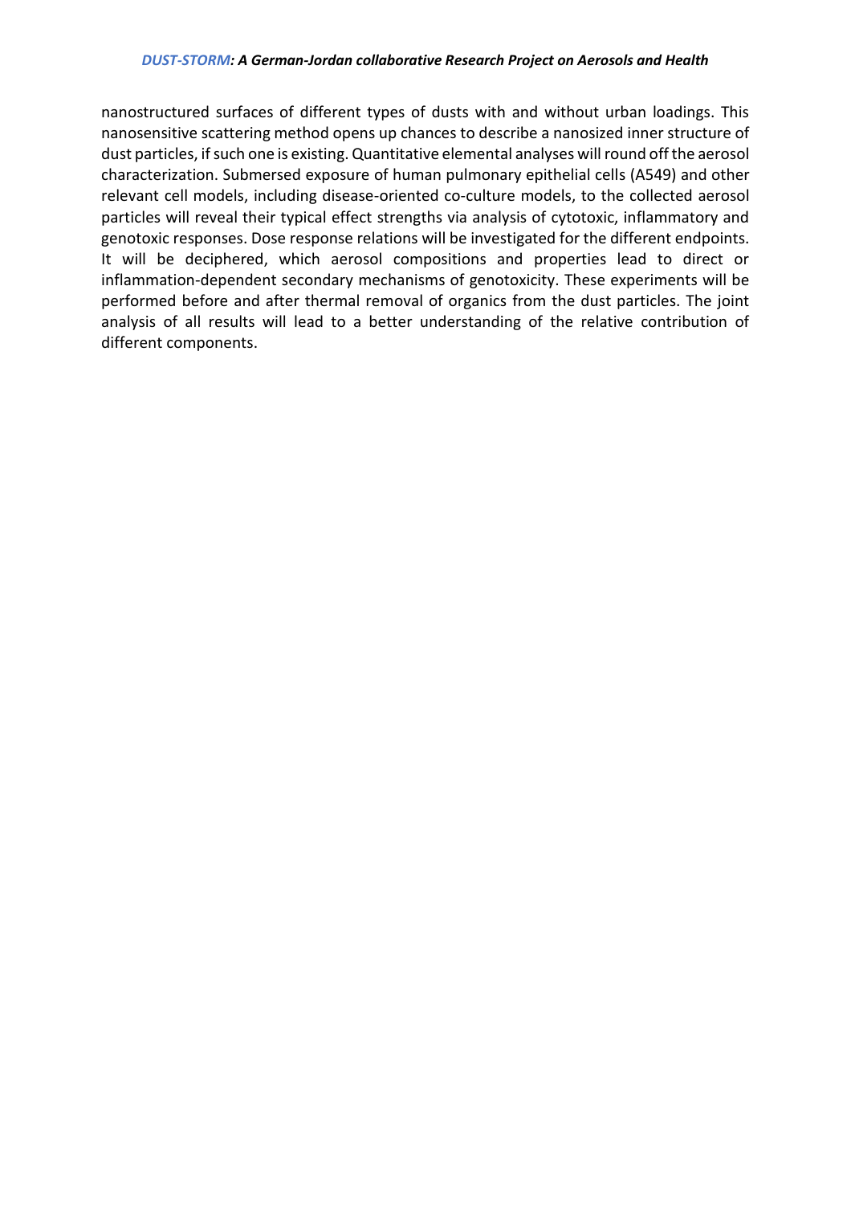nanostructured surfaces of different types of dusts with and without urban loadings. This nanosensitive scattering method opens up chances to describe a nanosized inner structure of dust particles, if such one is existing. Quantitative elemental analyses will round off the aerosol characterization. Submersed exposure of human pulmonary epithelial cells (A549) and other relevant cell models, including disease-oriented co-culture models, to the collected aerosol particles will reveal their typical effect strengths via analysis of cytotoxic, inflammatory and genotoxic responses. Dose response relations will be investigated for the different endpoints. It will be deciphered, which aerosol compositions and properties lead to direct or inflammation-dependent secondary mechanisms of genotoxicity. These experiments will be performed before and after thermal removal of organics from the dust particles. The joint analysis of all results will lead to a better understanding of the relative contribution of different components.